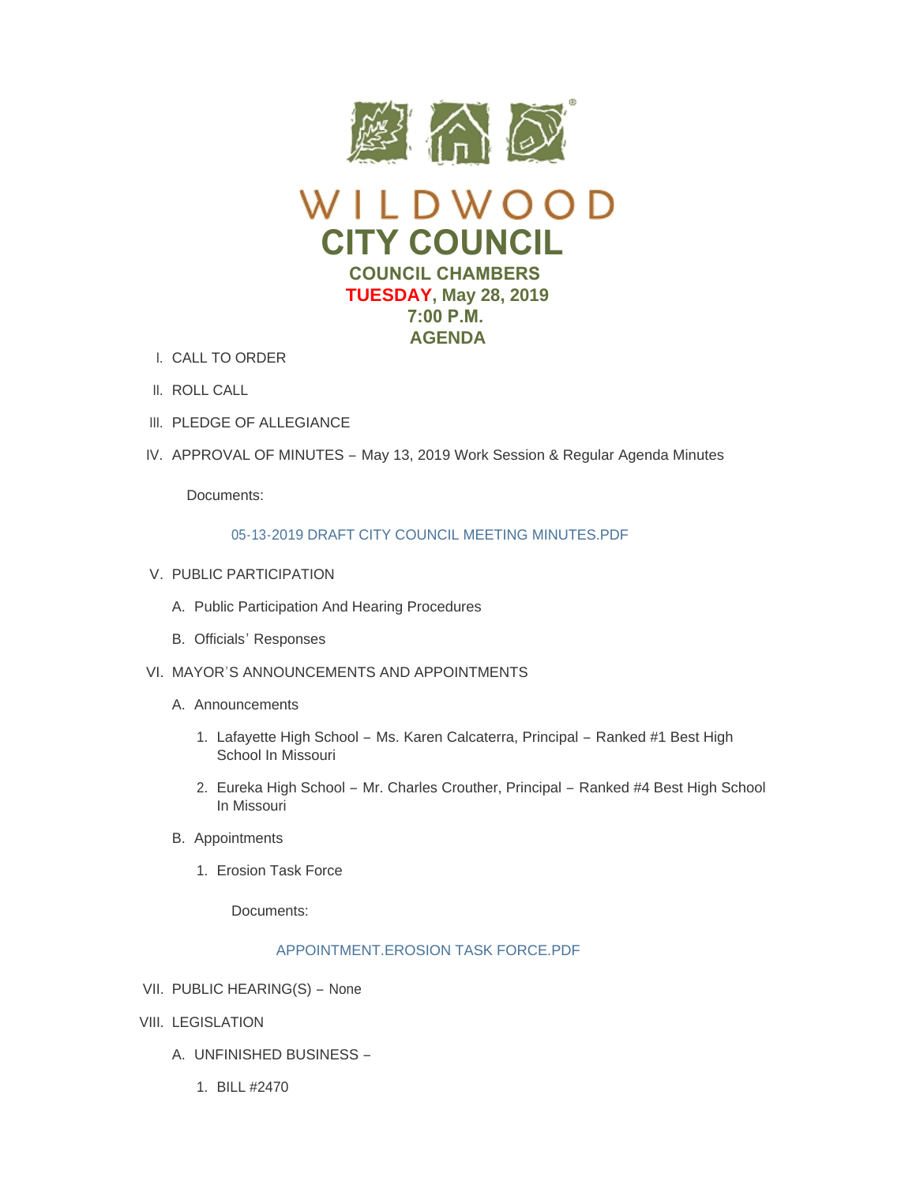# WILDWOOD

# CITY COUNCIL

**COUNCIL CHAMBERS**

**TUESDAY, May 28, 2019**

**7:00 P.M.**

**AGENDA**

I. CALL TO ORDER

II. ROLL CALL

III. PLEDGE OF ALLEGIANCE

IV. APPROVAL OF MINUTES – May 13, 2019 Work Session & Regular Agenda Minutes

Documents:

05-13-2019 DRAFT CITY COUNCIL MEETING MINUTES.PDF

V. PUBLIC PARTICIPATION

A. Public Participation And Hearing Procedures

B. Officials' Responses

VI. MAYOR'S ANNOUNCEMENTS AND APPOINTMENTS

A. Announcements

1. Lafayette High School – Ms. Karen Calcaterra, Principal – Ranked #1 Best High School In Missouri

2. Eureka High School – Mr. Charles Crouther, Principal – Ranked #4 Best High School In Missouri

B. Appointments

1. Erosion Task Force

Documents:

APPOINTMENT.EROSION TASK FORCE.PDF

VII. PUBLIC HEARING(S) – None

VIII. LEGISLATION

A. UNFINISHED BUSINESS –

1. BILL #2470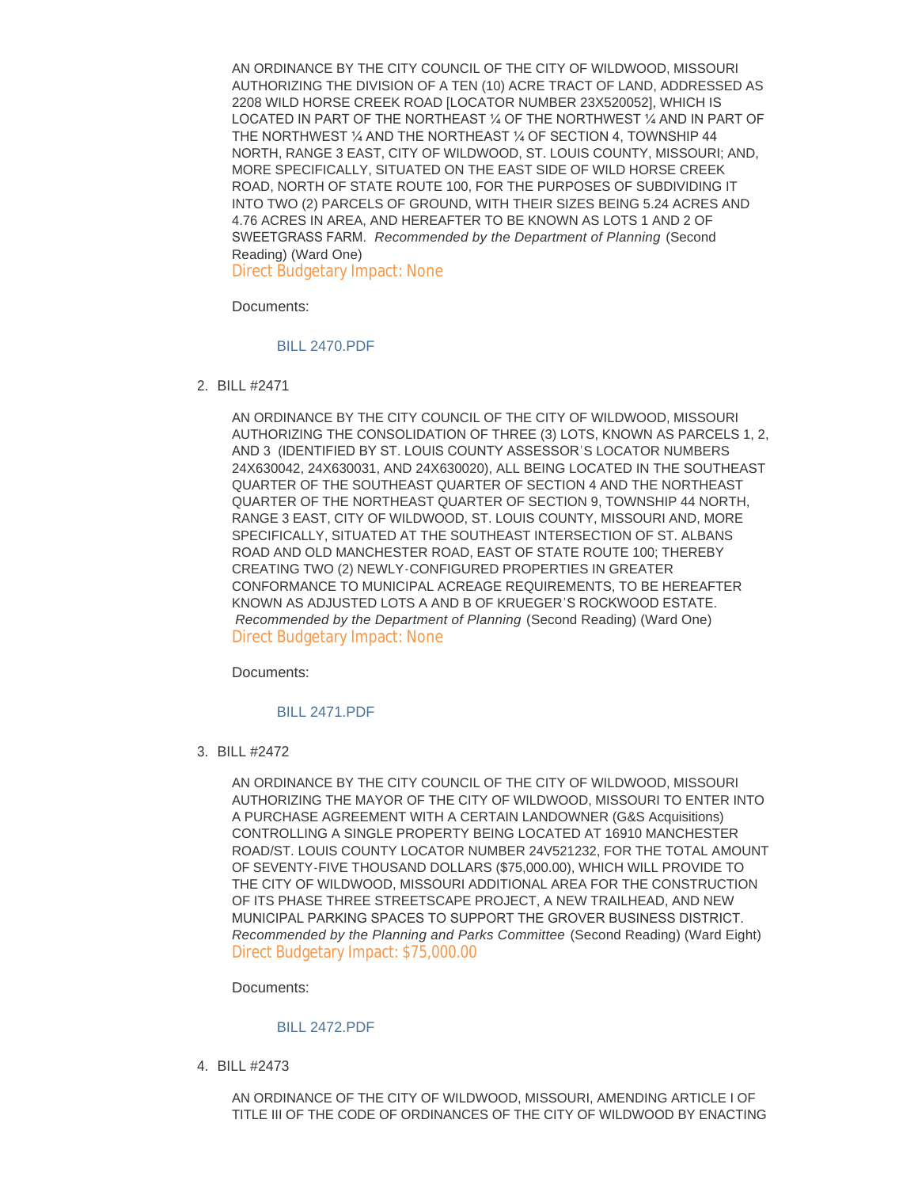AN ORDINANCE BY THE CITY COUNCIL OF THE CITY OF WILDWOOD, MISSOURI AUTHORIZING THE DIVISION OF A TEN (10) ACRE TRACT OF LAND, ADDRESSED AS 2208 WILD HORSE CREEK ROAD [LOCATOR NUMBER 23X520052], WHICH IS LOCATED IN PART OF THE NORTHEAST ¼ OF THE NORTHWEST ¼ AND IN PART OF THE NORTHWEST ¼ AND THE NORTHEAST ¼ OF SECTION 4, TOWNSHIP 44 NORTH, RANGE 3 EAST, CITY OF WILDWOOD, ST. LOUIS COUNTY, MISSOURI; AND, MORE SPECIFICALLY, SITUATED ON THE EAST SIDE OF WILD HORSE CREEK ROAD, NORTH OF STATE ROUTE 100, FOR THE PURPOSES OF SUBDIVIDING IT INTO TWO (2) PARCELS OF GROUND, WITH THEIR SIZES BEING 5.24 ACRES AND 4.76 ACRES IN AREA, AND HEREAFTER TO BE KNOWN AS LOTS 1 AND 2 OF SWEETGRASS FARM. *Recommended by the Department of Planning* (Second Reading) (Ward One)
Direct Budgetary Impact: None

Documents:

BILL 2470.PDF

2. BILL #2471

AN ORDINANCE BY THE CITY COUNCIL OF THE CITY OF WILDWOOD, MISSOURI AUTHORIZING THE CONSOLIDATION OF THREE (3) LOTS, KNOWN AS PARCELS 1, 2, AND 3 (IDENTIFIED BY ST. LOUIS COUNTY ASSESSOR'S LOCATOR NUMBERS 24X630042, 24X630031, AND 24X630020), ALL BEING LOCATED IN THE SOUTHEAST QUARTER OF THE SOUTHEAST QUARTER OF SECTION 4 AND THE NORTHEAST QUARTER OF THE NORTHEAST QUARTER OF SECTION 9, TOWNSHIP 44 NORTH, RANGE 3 EAST, CITY OF WILDWOOD, ST. LOUIS COUNTY, MISSOURI AND, MORE SPECIFICALLY, SITUATED AT THE SOUTHEAST INTERSECTION OF ST. ALBANS ROAD AND OLD MANCHESTER ROAD, EAST OF STATE ROUTE 100; THEREBY CREATING TWO (2) NEWLY-CONFIGURED PROPERTIES IN GREATER CONFORMANCE TO MUNICIPAL ACREAGE REQUIREMENTS, TO BE HEREAFTER KNOWN AS ADJUSTED LOTS A AND B OF KRUEGER'S ROCKWOOD ESTATE. *Recommended by the Department of Planning* (Second Reading) (Ward One)
Direct Budgetary Impact: None

Documents:

BILL 2471.PDF

3. BILL #2472

AN ORDINANCE BY THE CITY COUNCIL OF THE CITY OF WILDWOOD, MISSOURI AUTHORIZING THE MAYOR OF THE CITY OF WILDWOOD, MISSOURI TO ENTER INTO A PURCHASE AGREEMENT WITH A CERTAIN LANDOWNER (G&S Acquisitions) CONTROLLING A SINGLE PROPERTY BEING LOCATED AT 16910 MANCHESTER ROAD/ST. LOUIS COUNTY LOCATOR NUMBER 24V521232, FOR THE TOTAL AMOUNT OF SEVENTY-FIVE THOUSAND DOLLARS ($75,000.00), WHICH WILL PROVIDE TO THE CITY OF WILDWOOD, MISSOURI ADDITIONAL AREA FOR THE CONSTRUCTION OF ITS PHASE THREE STREETSCAPE PROJECT, A NEW TRAILHEAD, AND NEW MUNICIPAL PARKING SPACES TO SUPPORT THE GROVER BUSINESS DISTRICT. *Recommended by the Planning and Parks Committee* (Second Reading) (Ward Eight)
Direct Budgetary Impact: $75,000.00

Documents:

BILL 2472.PDF

4. BILL #2473

AN ORDINANCE OF THE CITY OF WILDWOOD, MISSOURI, AMENDING ARTICLE I OF TITLE III OF THE CODE OF ORDINANCES OF THE CITY OF WILDWOOD BY ENACTING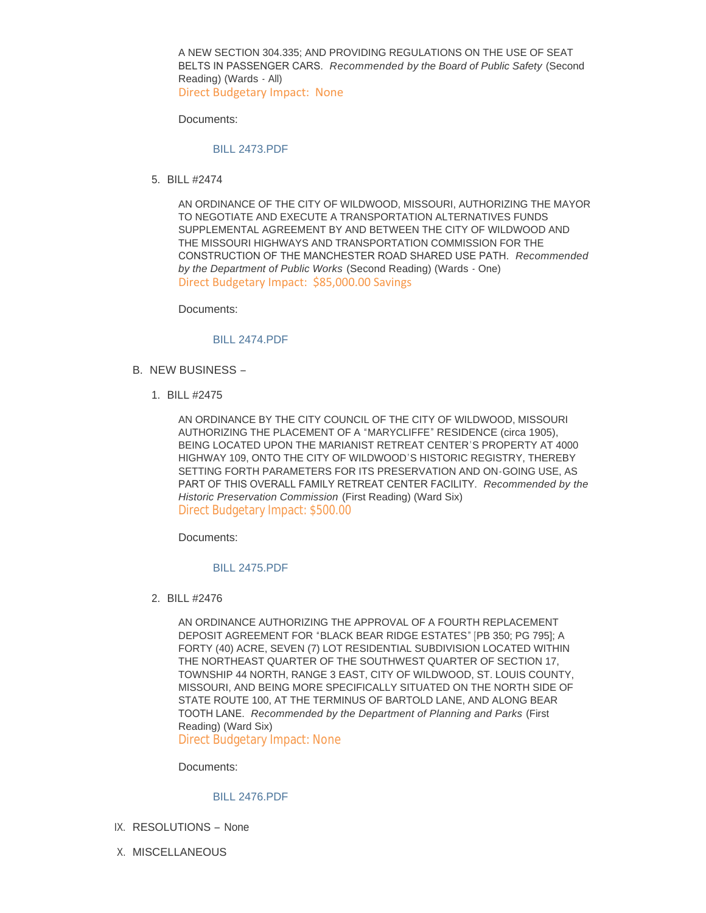A NEW SECTION 304.335; AND PROVIDING REGULATIONS ON THE USE OF SEAT BELTS IN PASSENGER CARS. *Recommended by the Board of Public Safety* (Second Reading) (Wards - All)
Direct Budgetary Impact: None

Documents:

BILL 2473.PDF

5. BILL #2474

   AN ORDINANCE OF THE CITY OF WILDWOOD, MISSOURI, AUTHORIZING THE MAYOR TO NEGOTIATE AND EXECUTE A TRANSPORTATION ALTERNATIVES FUNDS SUPPLEMENTAL AGREEMENT BY AND BETWEEN THE CITY OF WILDWOOD AND THE MISSOURI HIGHWAYS AND TRANSPORTATION COMMISSION FOR THE CONSTRUCTION OF THE MANCHESTER ROAD SHARED USE PATH. *Recommended by the Department of Public Works* (Second Reading) (Wards - One)
   Direct Budgetary Impact: $85,000.00 Savings

   Documents:

   BILL 2474.PDF

B. NEW BUSINESS –

1. BILL #2475

   AN ORDINANCE BY THE CITY COUNCIL OF THE CITY OF WILDWOOD, MISSOURI AUTHORIZING THE PLACEMENT OF A "MARYCLIFFE" RESIDENCE (circa 1905), BEING LOCATED UPON THE MARIANIST RETREAT CENTER'S PROPERTY AT 4000 HIGHWAY 109, ONTO THE CITY OF WILDWOOD'S HISTORIC REGISTRY, THEREBY SETTING FORTH PARAMETERS FOR ITS PRESERVATION AND ON-GOING USE, AS PART OF THIS OVERALL FAMILY RETREAT CENTER FACILITY. *Recommended by the Historic Preservation Commission* (First Reading) (Ward Six)
   Direct Budgetary Impact: $500.00

   Documents:

   BILL 2475.PDF

2. BILL #2476

   AN ORDINANCE AUTHORIZING THE APPROVAL OF A FOURTH REPLACEMENT DEPOSIT AGREEMENT FOR "BLACK BEAR RIDGE ESTATES" [PB 350; PG 795]; A FORTY (40) ACRE, SEVEN (7) LOT RESIDENTIAL SUBDIVISION LOCATED WITHIN THE NORTHEAST QUARTER OF THE SOUTHWEST QUARTER OF SECTION 17, TOWNSHIP 44 NORTH, RANGE 3 EAST, CITY OF WILDWOOD, ST. LOUIS COUNTY, MISSOURI, AND BEING MORE SPECIFICALLY SITUATED ON THE NORTH SIDE OF STATE ROUTE 100, AT THE TERMINUS OF BARTOLD LANE, AND ALONG BEAR TOOTH LANE. *Recommended by the Department of Planning and Parks* (First Reading) (Ward Six)
   Direct Budgetary Impact: None

   Documents:

   BILL 2476.PDF

IX. RESOLUTIONS – None

X. MISCELLANEOUS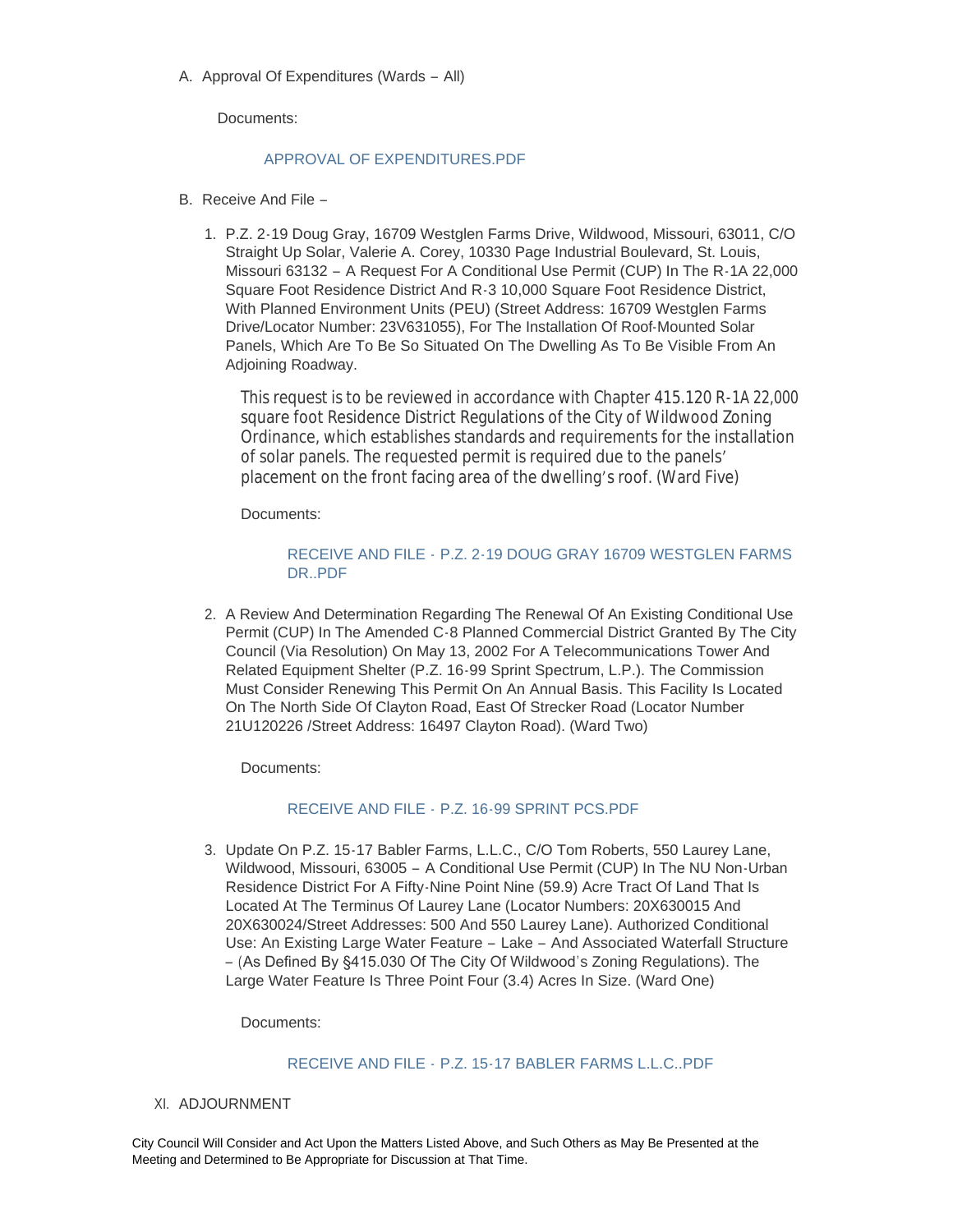A. Approval Of Expenditures (Wards – All)

Documents:

APPROVAL OF EXPENDITURES.PDF

B. Receive And File –

1. P.Z. 2-19 Doug Gray, 16709 Westglen Farms Drive, Wildwood, Missouri, 63011, C/O Straight Up Solar, Valerie A. Corey, 10330 Page Industrial Boulevard, St. Louis, Missouri 63132 – A Request For A Conditional Use Permit (CUP) In The R-1A 22,000 Square Foot Residence District And R-3 10,000 Square Foot Residence District, With Planned Environment Units (PEU) (Street Address: 16709 Westglen Farms Drive/Locator Number: 23V631055), For The Installation Of Roof-Mounted Solar Panels, Which Are To Be So Situated On The Dwelling As To Be Visible From An Adjoining Roadway.

   This request is to be reviewed in accordance with Chapter 415.120 R-1A 22,000 square foot Residence District Regulations of the City of Wildwood Zoning Ordinance, which establishes standards and requirements for the installation of solar panels. The requested permit is required due to the panels' placement on the front facing area of the dwelling's roof. (Ward Five)

   Documents:

   RECEIVE AND FILE - P.Z. 2-19 DOUG GRAY 16709 WESTGLEN FARMS DR..PDF

2. A Review And Determination Regarding The Renewal Of An Existing Conditional Use Permit (CUP) In The Amended C-8 Planned Commercial District Granted By The City Council (Via Resolution) On May 13, 2002 For A Telecommunications Tower And Related Equipment Shelter (P.Z. 16-99 Sprint Spectrum, L.P.). The Commission Must Consider Renewing This Permit On An Annual Basis. This Facility Is Located On The North Side Of Clayton Road, East Of Strecker Road (Locator Number 21U120226 /Street Address: 16497 Clayton Road). (Ward Two)

   Documents:

   RECEIVE AND FILE - P.Z. 16-99 SPRINT PCS.PDF

3. Update On P.Z. 15-17 Babler Farms, L.L.C., C/O Tom Roberts, 550 Laurey Lane, Wildwood, Missouri, 63005 – A Conditional Use Permit (CUP) In The NU Non-Urban Residence District For A Fifty-Nine Point Nine (59.9) Acre Tract Of Land That Is Located At The Terminus Of Laurey Lane (Locator Numbers: 20X630015 And 20X630024/Street Addresses: 500 And 550 Laurey Lane). Authorized Conditional Use: An Existing Large Water Feature – Lake – And Associated Waterfall Structure – (As Defined By §415.030 Of The City Of Wildwood's Zoning Regulations). The Large Water Feature Is Three Point Four (3.4) Acres In Size. (Ward One)

   Documents:

   RECEIVE AND FILE - P.Z. 15-17 BABLER FARMS L.L.C..PDF

XI. ADJOURNMENT

City Council Will Consider and Act Upon the Matters Listed Above, and Such Others as May Be Presented at the Meeting and Determined to Be Appropriate for Discussion at That Time.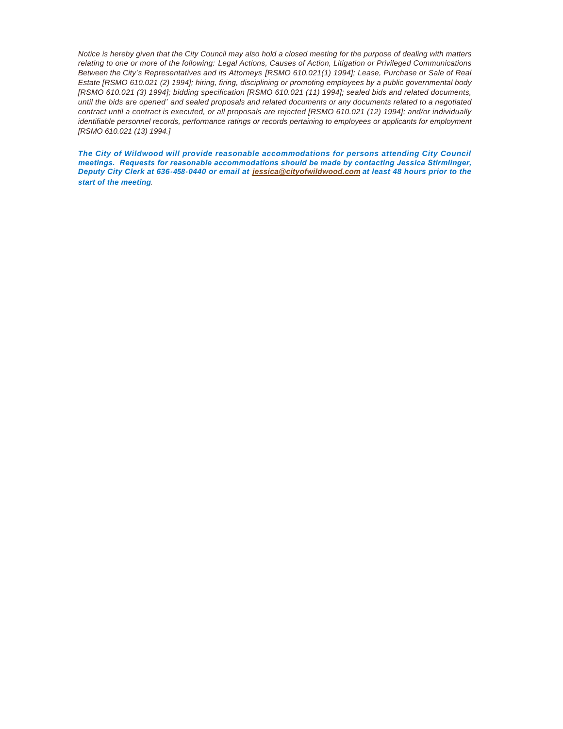*Notice is hereby given that the City Council may also hold a closed meeting for the purpose of dealing with matters relating to one or more of the following: Legal Actions, Causes of Action, Litigation or Privileged Communications Between the City's Representatives and its Attorneys [RSMO 610.021(1) 1994]; Lease, Purchase or Sale of Real Estate [RSMO 610.021 (2) 1994]; hiring, firing, disciplining or promoting employees by a public governmental body [RSMO 610.021 (3) 1994]; bidding specification [RSMO 610.021 (11) 1994]; sealed bids and related documents, until the bids are opened' and sealed proposals and related documents or any documents related to a negotiated contract until a contract is executed, or all proposals are rejected [RSMO 610.021 (12) 1994]; and/or individually identifiable personnel records, performance ratings or records pertaining to employees or applicants for employment [RSMO 610.021 (13) 1994.]*

***The City of Wildwood will provide reasonable accommodations for persons attending City Council meetings. Requests for reasonable accommodations should be made by contacting Jessica Stirmlinger, Deputy City Clerk at 636-458-0440 or email at jessica@cityofwildwood.com at least 48 hours prior to the start of the meeting.***